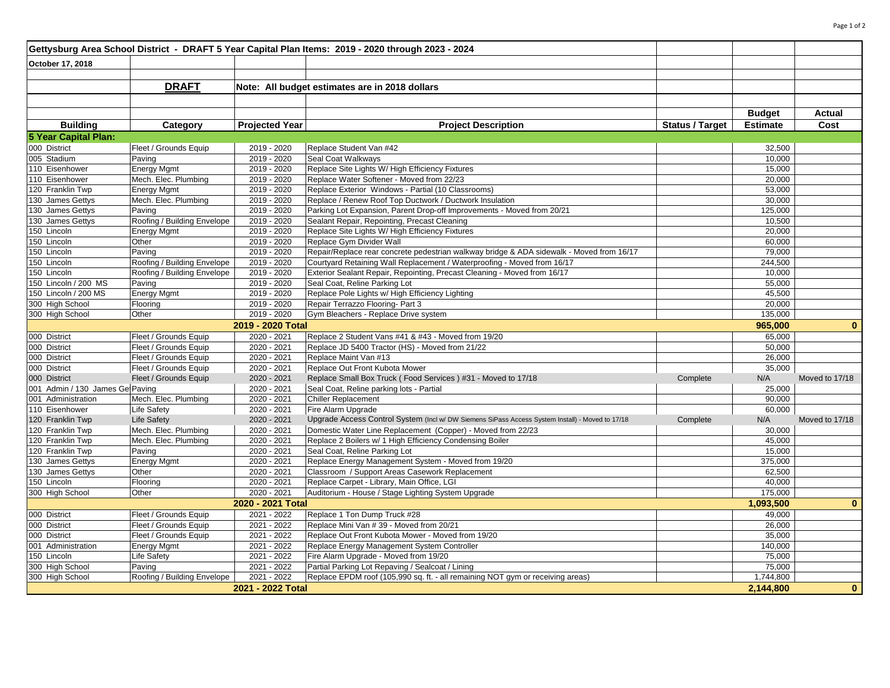| Gettysburg Area School District - DRAFT 5 Year Capital Plan Items: 2019 - 2020 through 2023 - 2024 | | | | | | |
|---|---|---|---|---|---|---|
| **October 17, 2018** | | | | | | |
| | **DRAFT** | **Note: All budget estimates are in 2018 dollars** | | | | |
| **Building** | **Category** | **Projected Year** | **Project Description** | **Status / Target** | **Budget Estimate** | **Actual Cost** |
| **5 Year Capital Plan:** | | | | | | |
| 000 District | Fleet / Grounds Equip | 2019 - 2020 | Replace Student Van #42 | | 32,500 | |
| 005 Stadium | Paving | 2019 - 2020 | Seal Coat Walkways | | 10,000 | |
| 110 Eisenhower | Energy Mgmt | 2019 - 2020 | Replace Site Lights W/ High Efficiency Fixtures | | 15,000 | |
| 110 Eisenhower | Mech. Elec. Plumbing | 2019 - 2020 | Replace Water Softener - Moved from 22/23 | | 20,000 | |
| 120 Franklin Twp | Energy Mgmt | 2019 - 2020 | Replace Exterior Windows - Partial (10 Classrooms) | | 53,000 | |
| 130 James Gettys | Mech. Elec. Plumbing | 2019 - 2020 | Replace / Renew Roof Top Ductwork / Ductwork Insulation | | 30,000 | |
| 130 James Gettys | Paving | 2019 - 2020 | Parking Lot Expansion, Parent Drop-off Improvements - Moved from 20/21 | | 125,000 | |
| 130 James Gettys | Roofing / Building Envelope | 2019 - 2020 | Sealant Repair, Repointing, Precast Cleaning | | 10,500 | |
| 150 Lincoln | Energy Mgmt | 2019 - 2020 | Replace Site Lights W/ High Efficiency Fixtures | | 20,000 | |
| 150 Lincoln | Other | 2019 - 2020 | Replace Gym Divider Wall | | 60,000 | |
| 150 Lincoln | Paving | 2019 - 2020 | Repair/Replace rear concrete pedestrian walkway bridge & ADA sidewalk - Moved from 16/17 | | 79,000 | |
| 150 Lincoln | Roofing / Building Envelope | 2019 - 2020 | Courtyard Retaining Wall Replacement / Waterproofing - Moved from 16/17 | | 244,500 | |
| 150 Lincoln | Roofing / Building Envelope | 2019 - 2020 | Exterior Sealant Repair, Repointing, Precast Cleaning - Moved from 16/17 | | 10,000 | |
| 150 Lincoln / 200 MS | Paving | 2019 - 2020 | Seal Coat, Reline Parking Lot | | 55,000 | |
| 150 Lincoln / 200 MS | Energy Mgmt | 2019 - 2020 | Replace Pole Lights w/ High Efficiency Lighting | | 45,500 | |
| 300 High School | Flooring | 2019 - 2020 | Repair Terrazzo Flooring- Part 3 | | 20,000 | |
| 300 High School | Other | 2019 - 2020 | Gym Bleachers - Replace Drive system | | 135,000 | |
| | | **2019 - 2020 Total** | | | **965,000** | **0** |
| 000 District | Fleet / Grounds Equip | 2020 - 2021 | Replace 2 Student Vans #41 & #43 - Moved from 19/20 | | 65,000 | |
| 000 District | Fleet / Grounds Equip | 2020 - 2021 | Replace JD 5400 Tractor (HS) - Moved from 21/22 | | 50,000 | |
| 000 District | Fleet / Grounds Equip | 2020 - 2021 | Replace Maint Van #13 | | 26,000 | |
| 000 District | Fleet / Grounds Equip | 2020 - 2021 | Replace Out Front Kubota Mower | | 35,000 | |
| 000 District | Fleet / Grounds Equip | 2020 - 2021 | Replace Small Box Truck ( Food Services ) #31 - Moved to 17/18 | Complete | N/A | Moved to 17/18 |
| 001 Admin / 130 James Ge | Paving | 2020 - 2021 | Seal Coat, Reline parking lots - Partial | | 25,000 | |
| 001 Administration | Mech. Elec. Plumbing | 2020 - 2021 | Chiller Replacement | | 90,000 | |
| 110 Eisenhower | Life Safety | 2020 - 2021 | Fire Alarm Upgrade | | 60,000 | |
| 120 Franklin Twp | Life Safety | 2020 - 2021 | Upgrade Access Control System (Incl w/ DW Siemens SiPass Access System Install) - Moved to 17/18 | Complete | N/A | Moved to 17/18 |
| 120 Franklin Twp | Mech. Elec. Plumbing | 2020 - 2021 | Domestic Water Line Replacement (Copper) - Moved from 22/23 | | 30,000 | |
| 120 Franklin Twp | Mech. Elec. Plumbing | 2020 - 2021 | Replace 2 Boilers w/ 1 High Efficiency Condensing Boiler | | 45,000 | |
| 120 Franklin Twp | Paving | 2020 - 2021 | Seal Coat, Reline Parking Lot | | 15,000 | |
| 130 James Gettys | Energy Mgmt | 2020 - 2021 | Replace Energy Management System - Moved from 19/20 | | 375,000 | |
| 130 James Gettys | Other | 2020 - 2021 | Classroom / Support Areas Casework Replacement | | 62,500 | |
| 150 Lincoln | Flooring | 2020 - 2021 | Replace Carpet - Library, Main Office, LGI | | 40,000 | |
| 300 High School | Other | 2020 - 2021 | Auditorium - House / Stage Lighting System Upgrade | | 175,000 | |
| | | **2020 - 2021 Total** | | | **1,093,500** | **0** |
| 000 District | Fleet / Grounds Equip | 2021 - 2022 | Replace 1 Ton Dump Truck #28 | | 49,000 | |
| 000 District | Fleet / Grounds Equip | 2021 - 2022 | Replace Mini Van # 39 - Moved from 20/21 | | 26,000 | |
| 000 District | Fleet / Grounds Equip | 2021 - 2022 | Replace Out Front Kubota Mower - Moved from 19/20 | | 35,000 | |
| 001 Administration | Energy Mgmt | 2021 - 2022 | Replace Energy Management System Controller | | 140,000 | |
| 150 Lincoln | Life Safety | 2021 - 2022 | Fire Alarm Upgrade - Moved from 19/20 | | 75,000 | |
| 300 High School | Paving | 2021 - 2022 | Partial Parking Lot Repaving / Sealcoat / Lining | | 75,000 | |
| 300 High School | Roofing / Building Envelope | 2021 - 2022 | Replace EPDM roof (105,990 sq. ft. - all remaining NOT gym or receiving areas) | | 1,744,800 | |
| | | **2021 - 2022 Total** | | | **2,144,800** | **0** |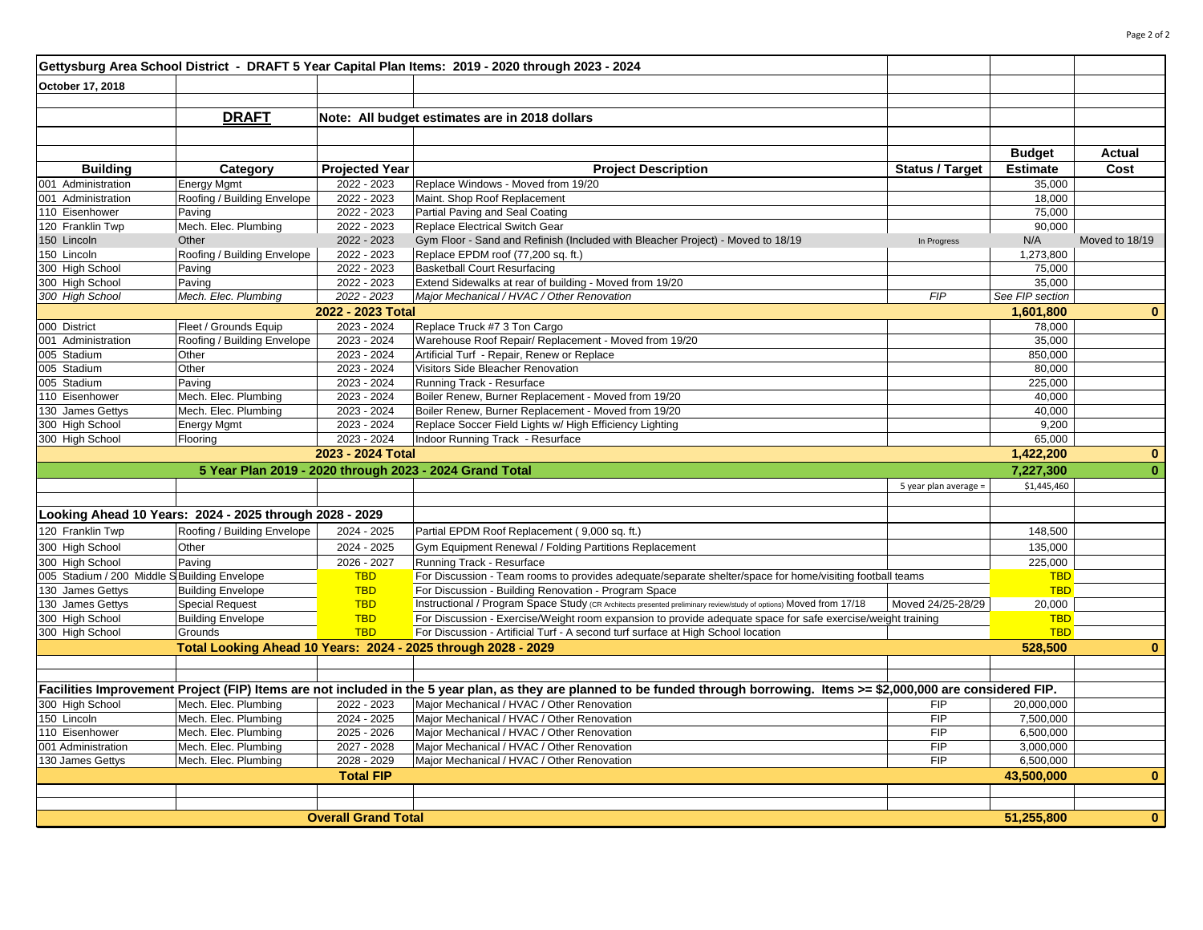| Gettysburg Area School District - DRAFT 5 Year Capital Plan Items: 2019 - 2020 through 2023 - 2024 | | | | | | |
|---|---|---|---|---|---|---|
| **October 17, 2018** | | | | | | |
| | **DRAFT** | **Note: All budget estimates are in 2018 dollars** | | | | |
| **Building** | **Category** | **Projected Year** | **Project Description** | **Status / Target** | **Budget Estimate** | **Actual Cost** |
| 001 Administration | Energy Mgmt | 2022 - 2023 | Replace Windows - Moved from 19/20 | | 35,000 | |
| 001 Administration | Roofing / Building Envelope | 2022 - 2023 | Maint. Shop Roof Replacement | | 18,000 | |
| 110 Eisenhower | Paving | 2022 - 2023 | Partial Paving and Seal Coating | | 75,000 | |
| 120 Franklin Twp | Mech. Elec. Plumbing | 2022 - 2023 | Replace Electrical Switch Gear | | 90,000 | |
| 150 Lincoln | Other | 2022 - 2023 | Gym Floor - Sand and Refinish (Included with Bleacher Project) - Moved to 18/19 | In Progress | N/A | Moved to 18/19 |
| 150 Lincoln | Roofing / Building Envelope | 2022 - 2023 | Replace EPDM roof (77,200 sq. ft.) | | 1,273,800 | |
| 300 High School | Paving | 2022 - 2023 | Basketball Court Resurfacing | | 75,000 | |
| 300 High School | Paving | 2022 - 2023 | Extend Sidewalks at rear of building - Moved from 19/20 | | 35,000 | |
| *300 High School* | *Mech. Elec. Plumbing* | *2022 - 2023* | *Major Mechanical / HVAC / Other Renovation* | *FIP* | *See FIP section* | |
| | | **2022 - 2023 Total** | | | **1,601,800** | **0** |
| 000 District | Fleet / Grounds Equip | 2023 - 2024 | Replace Truck #7 3 Ton Cargo | | 78,000 | |
| 001 Administration | Roofing / Building Envelope | 2023 - 2024 | Warehouse Roof Repair/ Replacement - Moved from 19/20 | | 35,000 | |
| 005 Stadium | Other | 2023 - 2024 | Artificial Turf - Repair, Renew or Replace | | 850,000 | |
| 005 Stadium | Other | 2023 - 2024 | Visitors Side Bleacher Renovation | | 80,000 | |
| 005 Stadium | Paving | 2023 - 2024 | Running Track - Resurface | | 225,000 | |
| 110 Eisenhower | Mech. Elec. Plumbing | 2023 - 2024 | Boiler Renew, Burner Replacement - Moved from 19/20 | | 40,000 | |
| 130 James Gettys | Mech. Elec. Plumbing | 2023 - 2024 | Boiler Renew, Burner Replacement - Moved from 19/20 | | 40,000 | |
| 300 High School | Energy Mgmt | 2023 - 2024 | Replace Soccer Field Lights w/ High Efficiency Lighting | | 9,200 | |
| 300 High School | Flooring | 2023 - 2024 | Indoor Running Track - Resurface | | 65,000 | |
| | | **2023 - 2024 Total** | | | **1,422,200** | **0** |
| | **5 Year Plan 2019 - 2020 through 2023 - 2024 Grand Total** | | | | **7,227,300** | **0** |
| | | | | 5 year plan average = | $1,445,460 | |
| **Looking Ahead 10 Years: 2024 - 2025 through 2028 - 2029** | | | | | | |
| 120 Franklin Twp | Roofing / Building Envelope | 2024 - 2025 | Partial EPDM Roof Replacement ( 9,000 sq. ft.) | | 148,500 | |
| 300 High School | Other | 2024 - 2025 | Gym Equipment Renewal / Folding Partitions Replacement | | 135,000 | |
| 300 High School | Paving | 2026 - 2027 | Running Track - Resurface | | 225,000 | |
| 005 Stadium / 200 Middle S | Building Envelope | TBD | For Discussion - Team rooms to provides adequate/separate shelter/space for home/visiting football teams | | TBD | |
| 130 James Gettys | Building Envelope | TBD | For Discussion - Building Renovation - Program Space | | TBD | |
| 130 James Gettys | Special Request | TBD | Instructional / Program Space Study (CR Architects presented preliminary review/study of options) Moved from 17/18 | Moved 24/25-28/29 | 20,000 | |
| 300 High School | Building Envelope | TBD | For Discussion - Exercise/Weight room expansion to provide adequate space for safe exercise/weight training | | TBD | |
| 300 High School | Grounds | TBD | For Discussion - Artificial Turf - A second turf surface at High School location | | TBD | |
| | **Total Looking Ahead 10 Years: 2024 - 2025 through 2028 - 2029** | | | | **528,500** | **0** |
| **Facilities Improvement Project (FIP) Items are not included in the 5 year plan, as they are planned to be funded through borrowing. Items >= $2,000,000 are considered FIP.** | | | | | | |
| 300 High School | Mech. Elec. Plumbing | 2022 - 2023 | Major Mechanical / HVAC / Other Renovation | FIP | 20,000,000 | |
| 150 Lincoln | Mech. Elec. Plumbing | 2024 - 2025 | Major Mechanical / HVAC / Other Renovation | FIP | 7,500,000 | |
| 110 Eisenhower | Mech. Elec. Plumbing | 2025 - 2026 | Major Mechanical / HVAC / Other Renovation | FIP | 6,500,000 | |
| 001 Administration | Mech. Elec. Plumbing | 2027 - 2028 | Major Mechanical / HVAC / Other Renovation | FIP | 3,000,000 | |
| 130 James Gettys | Mech. Elec. Plumbing | 2028 - 2029 | Major Mechanical / HVAC / Other Renovation | FIP | 6,500,000 | |
| | | **Total FIP** | | | **43,500,000** | **0** |
| | | **Overall Grand Total** | | | **51,255,800** | **0** |